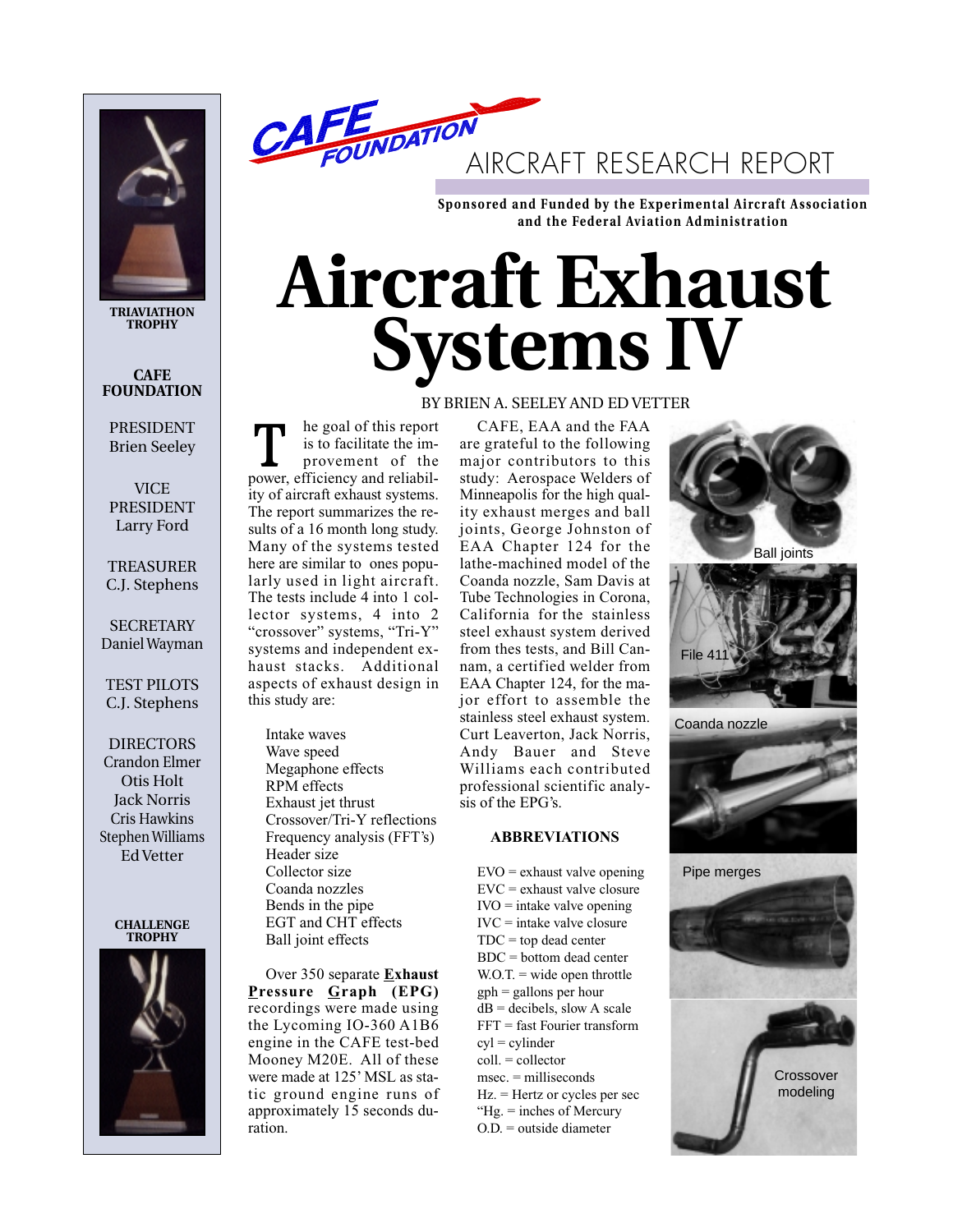CAFE FOUNDATION

AIRCRAFT RESEARCH REPORT

**Sponsored and Funded by the Experimental Aircraft Association and the Federal Aviation Administration**

# Aircraft Exhaust Systems IV

BY BRIEN A. SEELEY AND ED VETTER

TRIAVIATHON TROPHY

**CAFE FOUNDATION**

PRESIDENT
Brien Seeley

VICE PRESIDENT
Larry Ford

TREASURER
C.J. Stephens

SECRETARY
Daniel Wayman

TEST PILOTS
C.J. Stephens

DIRECTORS
Crandon Elmer
Otis Holt
Jack Norris
Cris Hawkins
Stephen Williams
Ed Vetter

CHALLENGE TROPHY

The goal of this report is to facilitate the improvement of the power, efficiency and reliability of aircraft exhaust systems. The report summarizes the results of a 16 month long study. Many of the systems tested here are similar to ones popularly used in light aircraft. The tests include 4 into 1 collector systems, 4 into 2 "crossover" systems, "Tri-Y" systems and independent exhaust stacks. Additional aspects of exhaust design in this study are:

- Intake waves
- Wave speed
- Megaphone effects
- RPM effects
- Exhaust jet thrust
- Crossover/Tri-Y reflections
- Frequency analysis (FFT's)
- Header size
- Collector size
- Coanda nozzles
- Bends in the pipe
- EGT and CHT effects
- Ball joint effects

Over 350 separate **Exhaust Pressure Graph (EPG)** recordings were made using the Lycoming IO-360 A1B6 engine in the CAFE test-bed Mooney M20E. All of these were made at 125' MSL as static ground engine runs of approximately 15 seconds duration.

CAFE, EAA and the FAA are grateful to the following major contributors to this study: Aerospace Welders of Minneapolis for the high quality exhaust merges and ball joints, George Johnston of EAA Chapter 124 for the lathe-machined model of the Coanda nozzle, Sam Davis at Tube Technologies in Corona, California for the stainless steel exhaust system derived from thes tests, and Bill Cannam, a certified welder from EAA Chapter 124, for the major effort to assemble the stainless steel exhaust system. Curt Leaverton, Jack Norris, Andy Bauer and Steve Williams each contributed professional scientific analysis of the EPG's.

### ABBREVIATIONS

EVO = exhaust valve opening
EVC = exhaust valve closure
IVO = intake valve opening
IVC = intake valve closure
TDC = top dead center
BDC = bottom dead center
W.O.T. = wide open throttle
gph = gallons per hour
dB = decibels, slow A scale
FFT = fast Fourier transform
cyl = cylinder
coll. = collector
msec. = milliseconds
Hz. = Hertz or cycles per sec
"Hg. = inches of Mercury
O.D. = outside diameter

Ball joints

File 411

Coanda nozzle

Pipe merges

Crossover modeling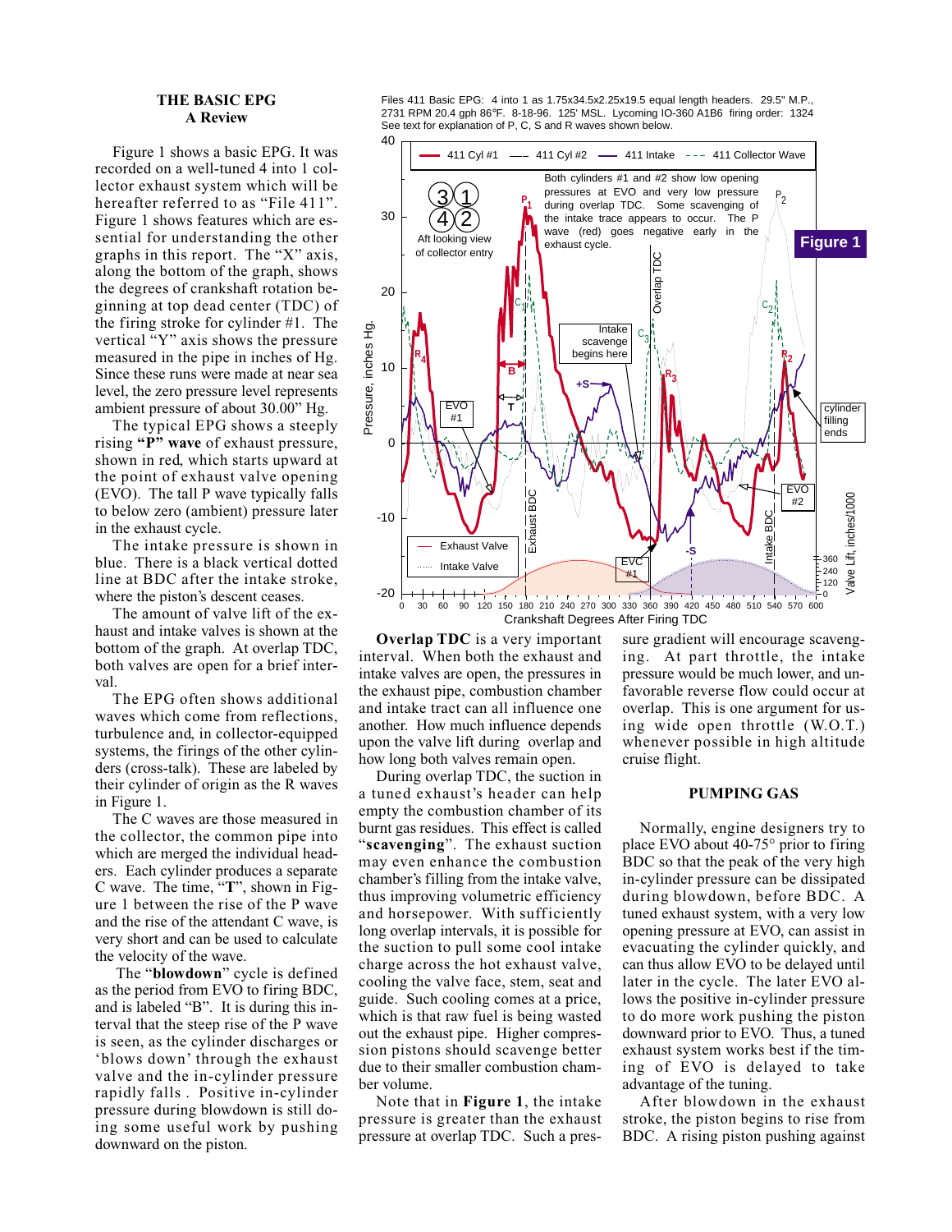## THE BASIC EPG
### A Review

Figure 1 shows a basic EPG. It was recorded on a well-tuned 4 into 1 collector exhaust system which will be hereafter referred to as "File 411". Figure 1 shows features which are essential for understanding the other graphs in this report. The "X" axis, along the bottom of the graph, shows the degrees of crankshaft rotation beginning at top dead center (TDC) of the firing stroke for cylinder #1. The vertical "Y" axis shows the pressure measured in the pipe in inches of Hg. Since these runs were made at near sea level, the zero pressure level represents ambient pressure of about 30.00" Hg.

The typical EPG shows a steeply rising **"P" wave** of exhaust pressure, shown in red, which starts upward at the point of exhaust valve opening (EVO). The tall P wave typically falls to below zero (ambient) pressure later in the exhaust cycle.

The intake pressure is shown in blue. There is a black vertical dotted line at BDC after the intake stroke, where the piston's descent ceases.

The amount of valve lift of the exhaust and intake valves is shown at the bottom of the graph. At overlap TDC, both valves are open for a brief interval.

The EPG often shows additional waves which come from reflections, turbulence and, in collector-equipped systems, the firings of the other cylinders (cross-talk). These are labeled by their cylinder of origin as the R waves in Figure 1.

The C waves are those measured in the collector, the common pipe into which are merged the individual headers. Each cylinder produces a separate C wave. The time, "**T**", shown in Figure 1 between the rise of the P wave and the rise of the attendant C wave, is very short and can be used to calculate the velocity of the wave.

The "**blowdown**" cycle is defined as the period from EVO to firing BDC, and is labeled "B". It is during this interval that the steep rise of the P wave is seen, as the cylinder discharges or 'blows down' through the exhaust valve and the in-cylinder pressure rapidly falls . Positive in-cylinder pressure during blowdown is still doing some useful work by pushing downward on the piston.

Files 411 Basic EPG: 4 into 1 as 1.75x34.5x2.25x19.5 equal length headers. 29.5" M.P., 2731 RPM 20.4 gph 86°F. 8-18-96. 125' MSL. Lycoming IO-360 A1B6 firing order: 1324
See text for explanation of P, C, S and R waves shown below.

**Figure 1**

**Overlap TDC** is a very important interval. When both the exhaust and intake valves are open, the pressures in the exhaust pipe, combustion chamber and intake tract can all influence one another. How much influence depends upon the valve lift during overlap and how long both valves remain open.

During overlap TDC, the suction in a tuned exhaust's header can help empty the combustion chamber of its burnt gas residues. This effect is called "**scavenging**". The exhaust suction may even enhance the combustion chamber's filling from the intake valve, thus improving volumetric efficiency and horsepower. With sufficiently long overlap intervals, it is possible for the suction to pull some cool intake charge across the hot exhaust valve, cooling the valve face, stem, seat and guide. Such cooling comes at a price, which is that raw fuel is being wasted out the exhaust pipe. Higher compression pistons should scavenge better due to their smaller combustion chamber volume.

Note that in **Figure 1**, the intake pressure is greater than the exhaust pressure at overlap TDC. Such a pressure gradient will encourage scavenging. At part throttle, the intake pressure would be much lower, and unfavorable reverse flow could occur at overlap. This is one argument for using wide open throttle (W.O.T.) whenever possible in high altitude cruise flight.

## PUMPING GAS

Normally, engine designers try to place EVO about 40-75° prior to firing BDC so that the peak of the very high in-cylinder pressure can be dissipated during blowdown, before BDC. A tuned exhaust system, with a very low opening pressure at EVO, can assist in evacuating the cylinder quickly, and can thus allow EVO to be delayed until later in the cycle. The later EVO allows the positive in-cylinder pressure to do more work pushing the piston downward prior to EVO. Thus, a tuned exhaust system works best if the timing of EVO is delayed to take advantage of the tuning.

After blowdown in the exhaust stroke, the piston begins to rise from BDC. A rising piston pushing against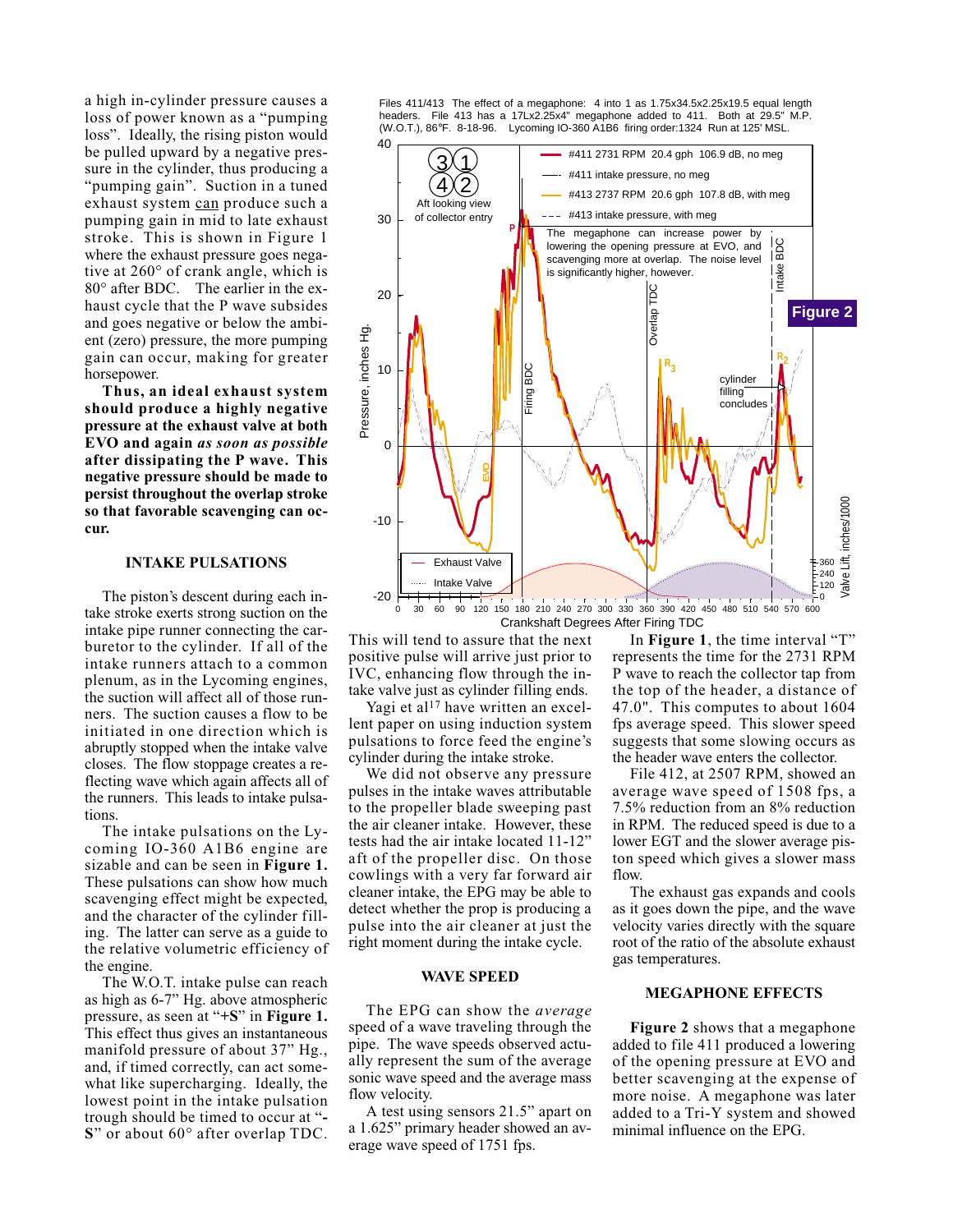a high in-cylinder pressure causes a loss of power known as a "pumping loss". Ideally, the rising piston would be pulled upward by a negative pressure in the cylinder, thus producing a "pumping gain". Suction in a tuned exhaust system can produce such a pumping gain in mid to late exhaust stroke. This is shown in Figure 1 where the exhaust pressure goes negative at 260° of crank angle, which is 80° after BDC. The earlier in the exhaust cycle that the P wave subsides and goes negative or below the ambient (zero) pressure, the more pumping gain can occur, making for greater horsepower.

**Thus, an ideal exhaust system should produce a highly negative pressure at the exhaust valve at both EVO and again *as soon as possible* after dissipating the P wave. This negative pressure should be made to persist throughout the overlap stroke so that favorable scavenging can occur.**

### INTAKE PULSATIONS

The piston's descent during each intake stroke exerts strong suction on the intake pipe runner connecting the carburetor to the cylinder. If all of the intake runners attach to a common plenum, as in the Lycoming engines, the suction will affect all of those runners. The suction causes a flow to be initiated in one direction which is abruptly stopped when the intake valve closes. The flow stoppage creates a reflecting wave which again affects all of the runners. This leads to intake pulsations.

The intake pulsations on the Lycoming IO-360 A1B6 engine are sizable and can be seen in **Figure 1.** These pulsations can show how much scavenging effect might be expected, and the character of the cylinder filling. The latter can serve as a guide to the relative volumetric efficiency of the engine.

The W.O.T. intake pulse can reach as high as 6-7" Hg. above atmospheric pressure, as seen at "**+S**" in **Figure 1.** This effect thus gives an instantaneous manifold pressure of about 37" Hg., and, if timed correctly, can act somewhat like supercharging. Ideally, the lowest point in the intake pulsation trough should be timed to occur at "**-S**" or about 60° after overlap TDC.

Files 411/413 The effect of a megaphone: 4 into 1 as 1.75x34.5x2.25x19.5 equal length headers. File 413 has a 17Lx2.25x4" megaphone added to 411. Both at 29.5" M.P. (W.O.T.), 86°F. 8-18-96. Lycoming IO-360 A1B6 firing order:1324 Run at 125' MSL.

Figure 2

This will tend to assure that the next positive pulse will arrive just prior to IVC, enhancing flow through the intake valve just as cylinder filling ends.

Yagi et al[17] have written an excellent paper on using induction system pulsations to force feed the engine's cylinder during the intake stroke.

We did not observe any pressure pulses in the intake waves attributable to the propeller blade sweeping past the air cleaner intake. However, these tests had the air intake located 11-12" aft of the propeller disc. On those cowlings with a very far forward air cleaner intake, the EPG may be able to detect whether the prop is producing a pulse into the air cleaner at just the right moment during the intake cycle.

### WAVE SPEED

The EPG can show the *average* speed of a wave traveling through the pipe. The wave speeds observed actually represent the sum of the average sonic wave speed and the average mass flow velocity.

A test using sensors 21.5" apart on a 1.625" primary header showed an average wave speed of 1751 fps.

In **Figure 1**, the time interval "T" represents the time for the 2731 RPM P wave to reach the collector tap from the top of the header, a distance of 47.0". This computes to about 1604 fps average speed. This slower speed suggests that some slowing occurs as the header wave enters the collector.

File 412, at 2507 RPM, showed an average wave speed of 1508 fps, a 7.5% reduction from an 8% reduction in RPM. The reduced speed is due to a lower EGT and the slower average piston speed which gives a slower mass flow.

The exhaust gas expands and cools as it goes down the pipe, and the wave velocity varies directly with the square root of the ratio of the absolute exhaust gas temperatures.

### MEGAPHONE EFFECTS

**Figure 2** shows that a megaphone added to file 411 produced a lowering of the opening pressure at EVO and better scavenging at the expense of more noise. A megaphone was later added to a Tri-Y system and showed minimal influence on the EPG.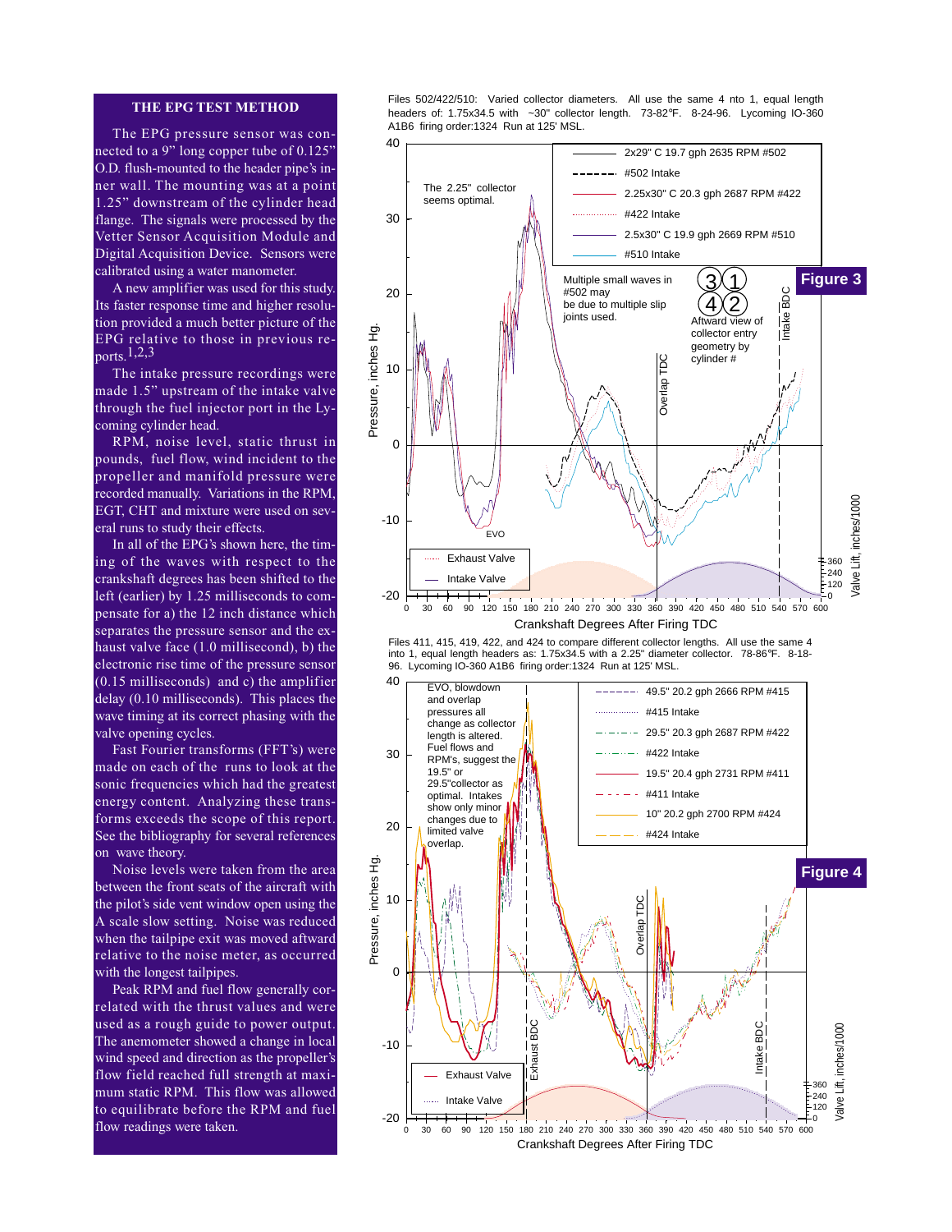## THE EPG TEST METHOD

The EPG pressure sensor was connected to a 9" long copper tube of 0.125" O.D. flush-mounted to the header pipe's inner wall. The mounting was at a point 1.25" downstream of the cylinder head flange. The signals were processed by the Vetter Sensor Acquisition Module and Digital Acquisition Device. Sensors were calibrated using a water manometer.

A new amplifier was used for this study. Its faster response time and higher resolution provided a much better picture of the EPG relative to those in previous reports.[1,2,3]

The intake pressure recordings were made 1.5" upstream of the intake valve through the fuel injector port in the Lycoming cylinder head.

RPM, noise level, static thrust in pounds, fuel flow, wind incident to the propeller and manifold pressure were recorded manually. Variations in the RPM, EGT, CHT and mixture were used on several runs to study their effects.

In all of the EPG's shown here, the timing of the waves with respect to the crankshaft degrees has been shifted to the left (earlier) by 1.25 milliseconds to compensate for a) the 12 inch distance which separates the pressure sensor and the exhaust valve face (1.0 millisecond), b) the electronic rise time of the pressure sensor (0.15 milliseconds) and c) the amplifier delay (0.10 milliseconds). This places the wave timing at its correct phasing with the valve opening cycles.

Fast Fourier transforms (FFT's) were made on each of the runs to look at the sonic frequencies which had the greatest energy content. Analyzing these transforms exceeds the scope of this report. See the bibliography for several references on wave theory.

Noise levels were taken from the area between the front seats of the aircraft with the pilot's side vent window open using the A scale slow setting. Noise was reduced when the tailpipe exit was moved aftward relative to the noise meter, as occurred with the longest tailpipes.

Peak RPM and fuel flow generally correlated with the thrust values and were used as a rough guide to power output. The anemometer showed a change in local wind speed and direction as the propeller's flow field reached full strength at maximum static RPM. This flow was allowed to equilibrate before the RPM and fuel flow readings were taken.

Files 502/422/510: Varied collector diameters. All use the same 4 nto 1, equal length headers of: 1.75x34.5 with ~30" collector length. 73-82°F. 8-24-96. Lycoming IO-360 A1B6 firing order:1324 Run at 125' MSL.

**Figure 3**

Files 411, 415, 419, 422, and 424 to compare different collector lengths. All use the same 4 into 1, equal length headers as: 1.75x34.5 with a 2.25" diameter collector. 78-86°F. 8-18-96. Lycoming IO-360 A1B6 firing order:1324 Run at 125' MSL.

**Figure 4**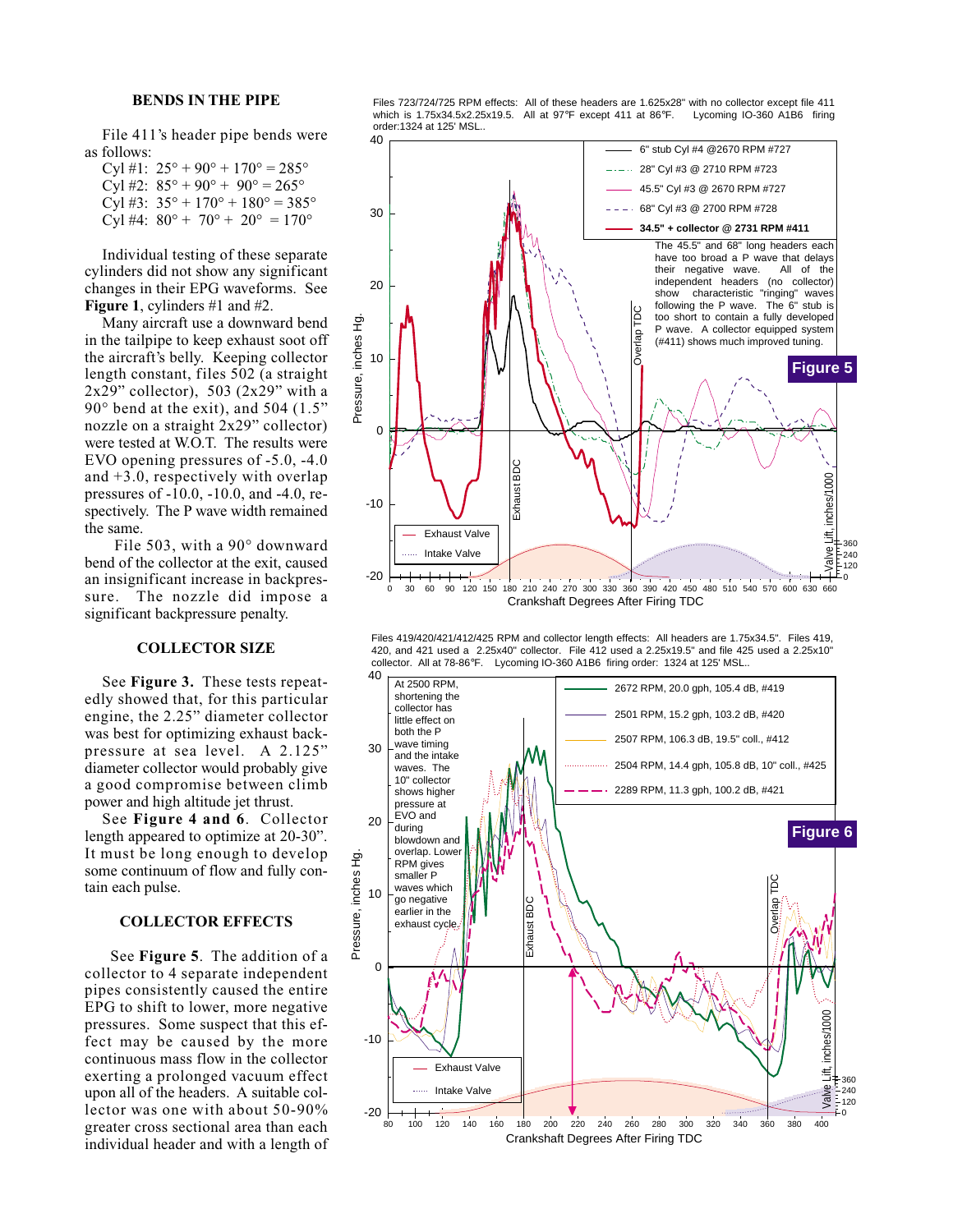### BENDS IN THE PIPE

File 411's header pipe bends were as follows:

Cyl #1: 25° + 90° + 170° = 285°
Cyl #2: 85° + 90° + 90° = 265°
Cyl #3: 35° + 170° + 180° = 385°
Cyl #4: 80° + 70° + 20° = 170°

Individual testing of these separate cylinders did not show any significant changes in their EPG waveforms. See **Figure 1**, cylinders #1 and #2.

Many aircraft use a downward bend in the tailpipe to keep exhaust soot off the aircraft's belly. Keeping collector length constant, files 502 (a straight 2x29" collector), 503 (2x29" with a 90° bend at the exit), and 504 (1.5" nozzle on a straight 2x29" collector) were tested at W.O.T. The results were EVO opening pressures of -5.0, -4.0 and +3.0, respectively with overlap pressures of -10.0, -10.0, and -4.0, respectively. The P wave width remained the same.

File 503, with a 90° downward bend of the collector at the exit, caused an insignificant increase in backpressure. The nozzle did impose a significant backpressure penalty.

### COLLECTOR SIZE

See **Figure 3.** These tests repeatedly showed that, for this particular engine, the 2.25" diameter collector was best for optimizing exhaust backpressure at sea level. A 2.125" diameter collector would probably give a good compromise between climb power and high altitude jet thrust.

See **Figure 4 and 6**. Collector length appeared to optimize at 20-30". It must be long enough to develop some continuum of flow and fully contain each pulse.

### COLLECTOR EFFECTS

See **Figure 5**. The addition of a collector to 4 separate independent pipes consistently caused the entire EPG to shift to lower, more negative pressures. Some suspect that this effect may be caused by the more continuous mass flow in the collector exerting a prolonged vacuum effect upon all of the headers. A suitable collector was one with about 50-90% greater cross sectional area than each individual header and with a length of

Files 723/724/725 RPM effects: All of these headers are 1.625x28" with no collector except file 411 which is 1.75x34.5x2.25x19.5. All at 97°F except 411 at 86°F. Lycoming IO-360 A1B6 firing order:1324 at 125' MSL..

**Figure 5**

Legend: 6" stub Cyl #4 @2670 RPM #727; 28" Cyl #3 @ 2710 RPM #723; 45.5" Cyl #3 @ 2670 RPM #727; 68" Cyl #3 @ 2700 RPM #728; **34.5" + collector @ 2731 RPM #411**; Exhaust Valve; Intake Valve.

The 45.5" and 68" long headers each have too broad a P wave that delays their negative wave. All of the independent headers (no collector) show characteristic "ringing" waves following the P wave. The 6" stub is too short to contain a fully developed P wave. A collector equipped system (#411) shows much improved tuning.

Files 419/420/421/412/425 RPM and collector length effects: All headers are 1.75x34.5". Files 419, 420, and 421 used a 2.25x40" collector. File 412 used a 2.25x19.5" and file 425 used a 2.25x10" collector. All at 78-86°F. Lycoming IO-360 A1B6 firing order: 1324 at 125' MSL..

**Figure 6**

Legend: 2672 RPM, 20.0 gph, 105.4 dB, #419; 2501 RPM, 15.2 gph, 103.2 dB, #420; 2507 RPM, 106.3 dB, 19.5" coll., #412; 2504 RPM, 14.4 gph, 105.8 dB, 10" coll., #425; 2289 RPM, 11.3 gph, 100.2 dB, #421; Exhaust Valve; Intake Valve.

At 2500 RPM, shortening the collector has little effect on both the P wave timing and the intake waves. The 10" collector shows higher pressure at EVO and during blowdown and overlap. Lower RPM gives smaller P waves which go negative earlier in the exhaust cycle.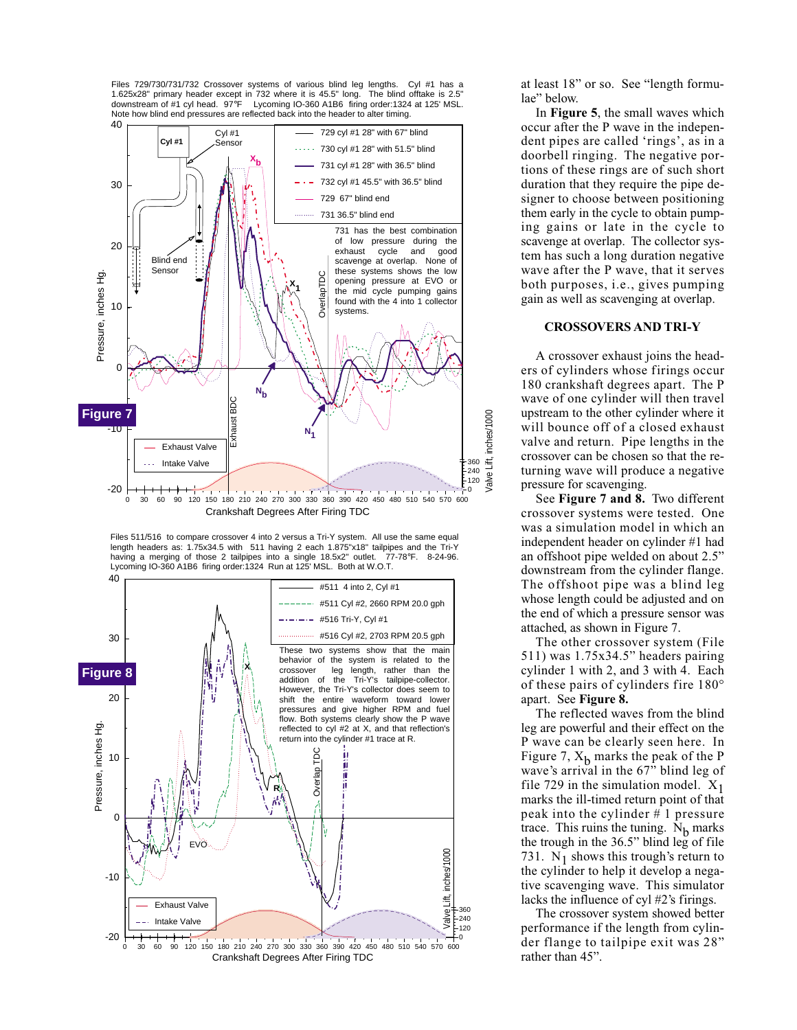Files 729/730/731/732 Crossover systems of various blind leg lengths. Cyl #1 has a 1.625x28" primary header except in 732 where it is 45.5" long. The blind offtake is 2.5" downstream of #1 cyl head. 97°F Lycoming IO-360 A1B6 firing order:1324 at 125' MSL. Note how blind end pressures are reflected back into the header to alter timing.

**Figure 7**

731 has the best combination of low pressure during the exhaust cycle and good scavenge at overlap. None of these systems shows the low opening pressure at EVO or the mid cycle pumping gains found with the 4 into 1 collector systems.

Files 511/516 to compare crossover 4 into 2 versus a Tri-Y system. All use the same equal length headers as: 1.75x34.5 with 511 having 2 each 1.875"x18" tailpipes and the Tri-Y having a merging of those 2 tailpipes into a single 18.5x2" outlet. 77-78°F. 8-24-96. Lycoming IO-360 A1B6 firing order:1324 Run at 125' MSL. Both at W.O.T.

**Figure 8**

These two systems show that the main behavior of the system is related to the crossover leg length, rather than the addition of the Tri-Y's tailpipe-collector. However, the Tri-Y's collector does seem to shift the entire waveform toward lower pressures and give higher RPM and fuel flow. Both systems clearly show the P wave reflected to cyl #2 at X, and that reflection's return into the cylinder #1 trace at R.

at least 18" or so. See "length formulae" below.

In **Figure 5**, the small waves which occur after the P wave in the independent pipes are called 'rings', as in a doorbell ringing. The negative portions of these rings are of such short duration that they require the pipe designer to choose between positioning them early in the cycle to obtain pumping gains or late in the cycle to scavenge at overlap. The collector system has such a long duration negative wave after the P wave, that it serves both purposes, i.e., gives pumping gain as well as scavenging at overlap.

## CROSSOVERS AND TRI-Y

A crossover exhaust joins the headers of cylinders whose firings occur 180 crankshaft degrees apart. The P wave of one cylinder will then travel upstream to the other cylinder where it will bounce off of a closed exhaust valve and return. Pipe lengths in the crossover can be chosen so that the returning wave will produce a negative pressure for scavenging.

See **Figure 7 and 8.** Two different crossover systems were tested. One was a simulation model in which an independent header on cylinder #1 had an offshoot pipe welded on about 2.5" downstream from the cylinder flange. The offshoot pipe was a blind leg whose length could be adjusted and on the end of which a pressure sensor was attached, as shown in Figure 7.

The other crossover system (File 511) was 1.75x34.5" headers pairing cylinder 1 with 2, and 3 with 4. Each of these pairs of cylinders fire 180° apart. See **Figure 8.**

The reflected waves from the blind leg are powerful and their effect on the P wave can be clearly seen here. In Figure 7, $X_b$ marks the peak of the P wave's arrival in the 67" blind leg of file 729 in the simulation model. $X_1$ marks the ill-timed return point of that peak into the cylinder # 1 pressure trace. This ruins the tuning. $N_b$ marks the trough in the 36.5" blind leg of file 731. $N_1$ shows this trough's return to the cylinder to help it develop a negative scavenging wave. This simulator lacks the influence of cyl #2's firings.

The crossover system showed better performance if the length from cylinder flange to tailpipe exit was 28" rather than 45".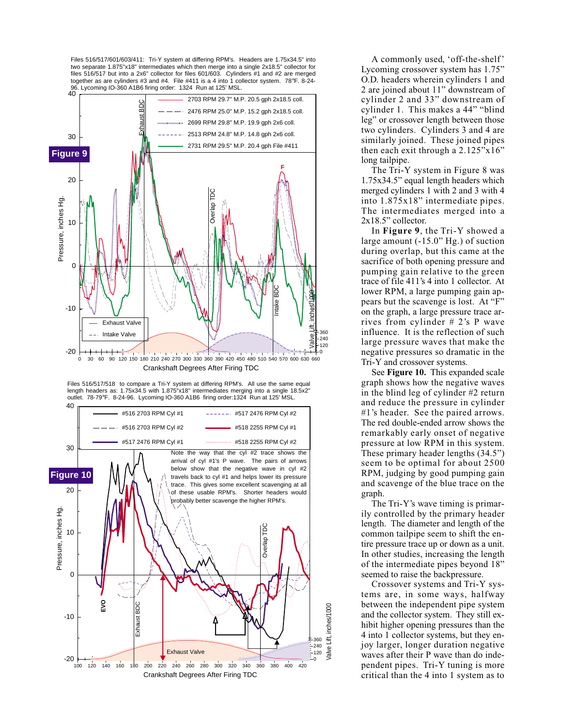Files 516/517/601/603/411: Tri-Y system at differing RPM's. Headers are 1.75x34.5" into two separate 1.875"x18" intermediates which then merge into a single 2x18.5" collector for files 516/517 but into a 2x6" collector for files 601/603. Cylinders #1 and #2 are merged together as are cylinders #3 and #4. File #411 is a 4 into 1 collector system. 78°F. 8-24-96. Lycoming IO-360 A1B6 firing order: 1324 Run at 125' MSL.

**Figure 9**

Files 516/517/518 to compare a Tri-Y system at differing RPM's. All use the same equal length headers as: 1.75x34.5 with 1.875"x18" intermediates merging into a single 18.5x2" outlet. 78-79°F. 8-24-96. Lycoming IO-360 A1B6 firing order:1324 Run at 125' MSL.

**Figure 10**

Note the way that the cyl #2 trace shows the arrival of cyl #1's P wave. The pairs of arrows below show that the negative wave in cyl #2 travels back to cyl #1 and helps lower its pressure trace. This gives some excellent scavenging at all of these usable RPM's. Shorter headers would probably better scavenge the higher RPM's.

A commonly used, 'off-the-shelf' Lycoming crossover system has 1.75" O.D. headers wherein cylinders 1 and 2 are joined about 11" downstream of cylinder 2 and 33" downstream of cylinder 1. This makes a 44" "blind leg" or crossover length between those two cylinders. Cylinders 3 and 4 are similarly joined. These joined pipes then each exit through a 2.125"x16" long tailpipe.

The Tri-Y system in Figure 8 was 1.75x34.5" equal length headers which merged cylinders 1 with 2 and 3 with 4 into 1.875x18" intermediate pipes. The intermediates merged into a 2x18.5" collector.

In **Figure 9**, the Tri-Y showed a large amount (-15.0" Hg.) of suction during overlap, but this came at the sacrifice of both opening pressure and pumping gain relative to the green trace of file 411's 4 into 1 collector. At lower RPM, a large pumping gain appears but the scavenge is lost. At "F" on the graph, a large pressure trace arrives from cylinder # 2's P wave influence. It is the reflection of such large pressure waves that make the negative pressures so dramatic in the Tri-Y and crossover systems.

See **Figure 10.** This expanded scale graph shows how the negative waves in the blind leg of cylinder #2 return and reduce the pressure in cylinder #1's header. See the paired arrows. The red double-ended arrow shows the remarkably early onset of negative pressure at low RPM in this system. These primary header lengths (34.5") seem to be optimal for about 2500 RPM, judging by good pumping gain and scavenge of the blue trace on the graph.

The Tri-Y's wave timing is primarily controlled by the primary header length. The diameter and length of the common tailpipe seem to shift the entire pressure trace up or down as a unit. In other studies, increasing the length of the intermediate pipes beyond 18" seemed to raise the backpressure.

Crossover systems and Tri-Y systems are, in some ways, halfway between the independent pipe system and the collector system. They still exhibit higher opening pressures than the 4 into 1 collector systems, but they enjoy larger, longer duration negative waves after their P wave than do independent pipes. Tri-Y tuning is more critical than the 4 into 1 system as to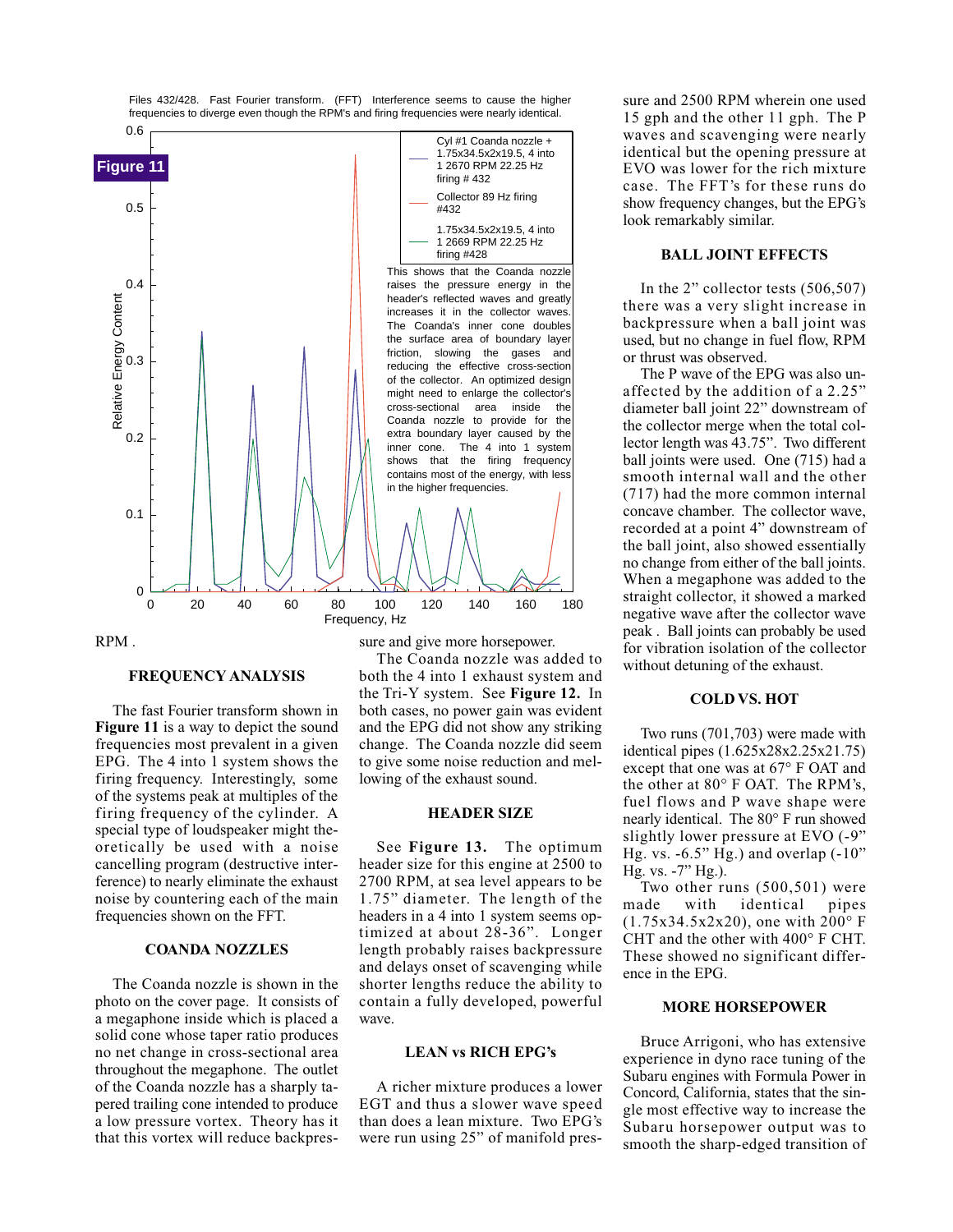Files 432/428. Fast Fourier transform. (FFT) Interference seems to cause the higher frequencies to diverge even though the RPM's and firing frequencies were nearly identical.

**Figure 11**

Cyl #1 Coanda nozzle + 1.75x34.5x19.5, 4 into 1 2670 RPM 22.25 Hz firing # 432

Collector 89 Hz firing #432

1.75x34.5x19.5, 4 into 1 2669 RPM 22.25 Hz firing #428

This shows that the Coanda nozzle raises the pressure energy in the header's reflected waves and greatly increases it in the collector waves. The Coanda's inner cone doubles the surface area of boundary layer friction, slowing the gases and reducing the effective cross-section of the collector. An optimized design might need to enlarge the collector's cross-sectional area inside the Coanda nozzle to provide for the extra boundary layer caused by the inner cone. The 4 into 1 system shows that the firing frequency contains most of the energy, with less in the higher frequencies.

Relative Energy Content vs. Frequency, Hz

RPM .

## FREQUENCY ANALYSIS

The fast Fourier transform shown in **Figure 11** is a way to depict the sound frequencies most prevalent in a given EPG. The 4 into 1 system shows the firing frequency. Interestingly, some of the systems peak at multiples of the firing frequency of the cylinder. A special type of loudspeaker might theoretically be used with a noise cancelling program (destructive interference) to nearly eliminate the exhaust noise by countering each of the main frequencies shown on the FFT.

## COANDA NOZZLES

The Coanda nozzle is shown in the photo on the cover page. It consists of a megaphone inside which is placed a solid cone whose taper ratio produces no net change in cross-sectional area throughout the megaphone. The outlet of the Coanda nozzle has a sharply tapered trailing cone intended to produce a low pressure vortex. Theory has it that this vortex will reduce backpressure and give more horsepower.

The Coanda nozzle was added to both the 4 into 1 exhaust system and the Tri-Y system. See **Figure 12.** In both cases, no power gain was evident and the EPG did not show any striking change. The Coanda nozzle did seem to give some noise reduction and mellowing of the exhaust sound.

## HEADER SIZE

See **Figure 13.** The optimum header size for this engine at 2500 to 2700 RPM, at sea level appears to be 1.75" diameter. The length of the headers in a 4 into 1 system seems optimized at about 28-36". Longer length probably raises backpressure and delays onset of scavenging while shorter lengths reduce the ability to contain a fully developed, powerful wave.

## LEAN vs RICH EPG's

A richer mixture produces a lower EGT and thus a slower wave speed than does a lean mixture. Two EPG's were run using 25" of manifold pressure and 2500 RPM wherein one used 15 gph and the other 11 gph. The P waves and scavenging were nearly identical but the opening pressure at EVO was lower for the rich mixture case. The FFT's for these runs do show frequency changes, but the EPG's look remarkably similar.

## BALL JOINT EFFECTS

In the 2" collector tests (506,507) there was a very slight increase in backpressure when a ball joint was used, but no change in fuel flow, RPM or thrust was observed.

The P wave of the EPG was also unaffected by the addition of a 2.25" diameter ball joint 22" downstream of the collector merge when the total collector length was 43.75". Two different ball joints were used. One (715) had a smooth internal wall and the other (717) had the more common internal concave chamber. The collector wave, recorded at a point 4" downstream of the ball joint, also showed essentially no change from either of the ball joints. When a megaphone was added to the straight collector, it showed a marked negative wave after the collector wave peak . Ball joints can probably be used for vibration isolation of the collector without detuning of the exhaust.

## COLD VS. HOT

Two runs (701,703) were made with identical pipes (1.625x28x2.25x21.75) except that one was at 67° F OAT and the other at 80° F OAT. The RPM's, fuel flows and P wave shape were nearly identical. The 80° F run showed slightly lower pressure at EVO (-9" Hg. vs. -6.5" Hg.) and overlap (-10" Hg. vs. -7" Hg.).

Two other runs (500,501) were made with identical pipes (1.75x34.5x2x20), one with 200° F CHT and the other with 400° F CHT. These showed no significant difference in the EPG.

## MORE HORSEPOWER

Bruce Arrigoni, who has extensive experience in dyno race tuning of the Subaru engines with Formula Power in Concord, California, states that the single most effective way to increase the Subaru horsepower output was to smooth the sharp-edged transition of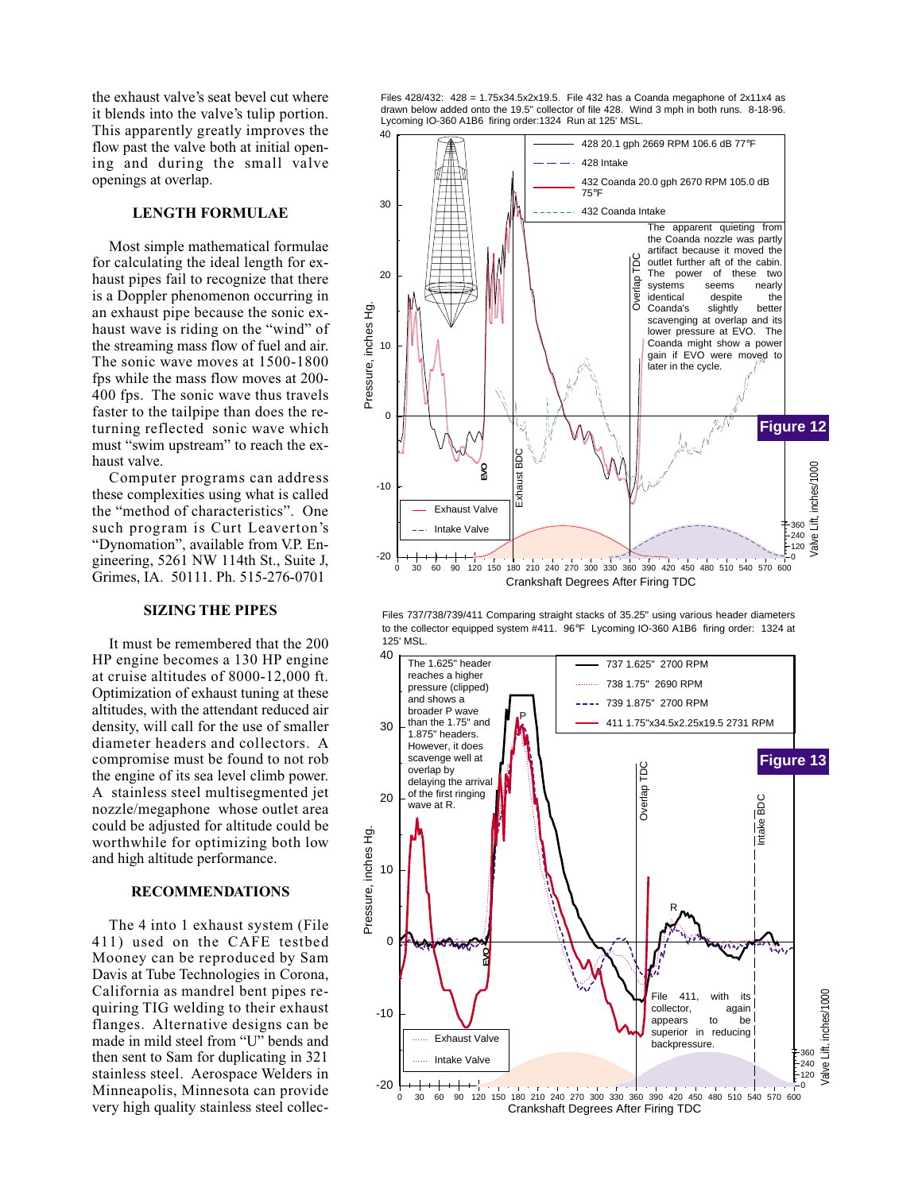the exhaust valve's seat bevel cut where it blends into the valve's tulip portion. This apparently greatly improves the flow past the valve both at initial opening and during the small valve openings at overlap.

### LENGTH FORMULAE

Most simple mathematical formulae for calculating the ideal length for exhaust pipes fail to recognize that there is a Doppler phenomenon occurring in an exhaust pipe because the sonic exhaust wave is riding on the "wind" of the streaming mass flow of fuel and air. The sonic wave moves at 1500-1800 fps while the mass flow moves at 200-400 fps. The sonic wave thus travels faster to the tailpipe than does the returning reflected sonic wave which must "swim upstream" to reach the exhaust valve.

Computer programs can address these complexities using what is called the "method of characteristics". One such program is Curt Leaverton's "Dynomation", available from V.P. Engineering, 5261 NW 114th St., Suite J, Grimes, IA. 50111. Ph. 515-276-0701

### SIZING THE PIPES

It must be remembered that the 200 HP engine becomes a 130 HP engine at cruise altitudes of 8000-12,000 ft. Optimization of exhaust tuning at these altitudes, with the attendant reduced air density, will call for the use of smaller diameter headers and collectors. A compromise must be found to not rob the engine of its sea level climb power. A stainless steel multisegmented jet nozzle/megaphone whose outlet area could be adjusted for altitude could be worthwhile for optimizing both low and high altitude performance.

### RECOMMENDATIONS

The 4 into 1 exhaust system (File 411) used on the CAFE testbed Mooney can be reproduced by Sam Davis at Tube Technologies in Corona, California as mandrel bent pipes requiring TIG welding to their exhaust flanges. Alternative designs can be made in mild steel from "U" bends and then sent to Sam for duplicating in 321 stainless steel. Aerospace Welders in Minneapolis, Minnesota can provide very high quality stainless steel collec-

Files 428/432: 428 = 1.75x34.5x2x19.5. File 432 has a Coanda megaphone of 2x11x4 as drawn below added onto the 19.5" collector of file 428. Wind 3 mph in both runs. 8-18-96. Lycoming IO-360 A1B6 firing order:1324 Run at 125' MSL.

Figure 12

The apparent quieting from the Coanda nozzle was partly artifact because it moved the outlet further aft of the cabin. The power of these two systems seems nearly identical despite the Coanda's slightly better scavenging at overlap and its lower pressure at EVO. The Coanda might show a power gain if EVO were moved to later in the cycle.

Files 737/738/739/411 Comparing straight stacks of 35.25" using various header diameters to the collector equipped system #411. 96°F Lycoming IO-360 A1B6 firing order: 1324 at 125' MSL.

Figure 13

The 1.625" header reaches a higher pressure (clipped) and shows a broader P wave than the 1.75" and 1.875" headers. However, it does scavenge well at overlap by delaying the arrival of the first ringing wave at R.

File 411, with its collector, again appears to be superior in reducing backpressure.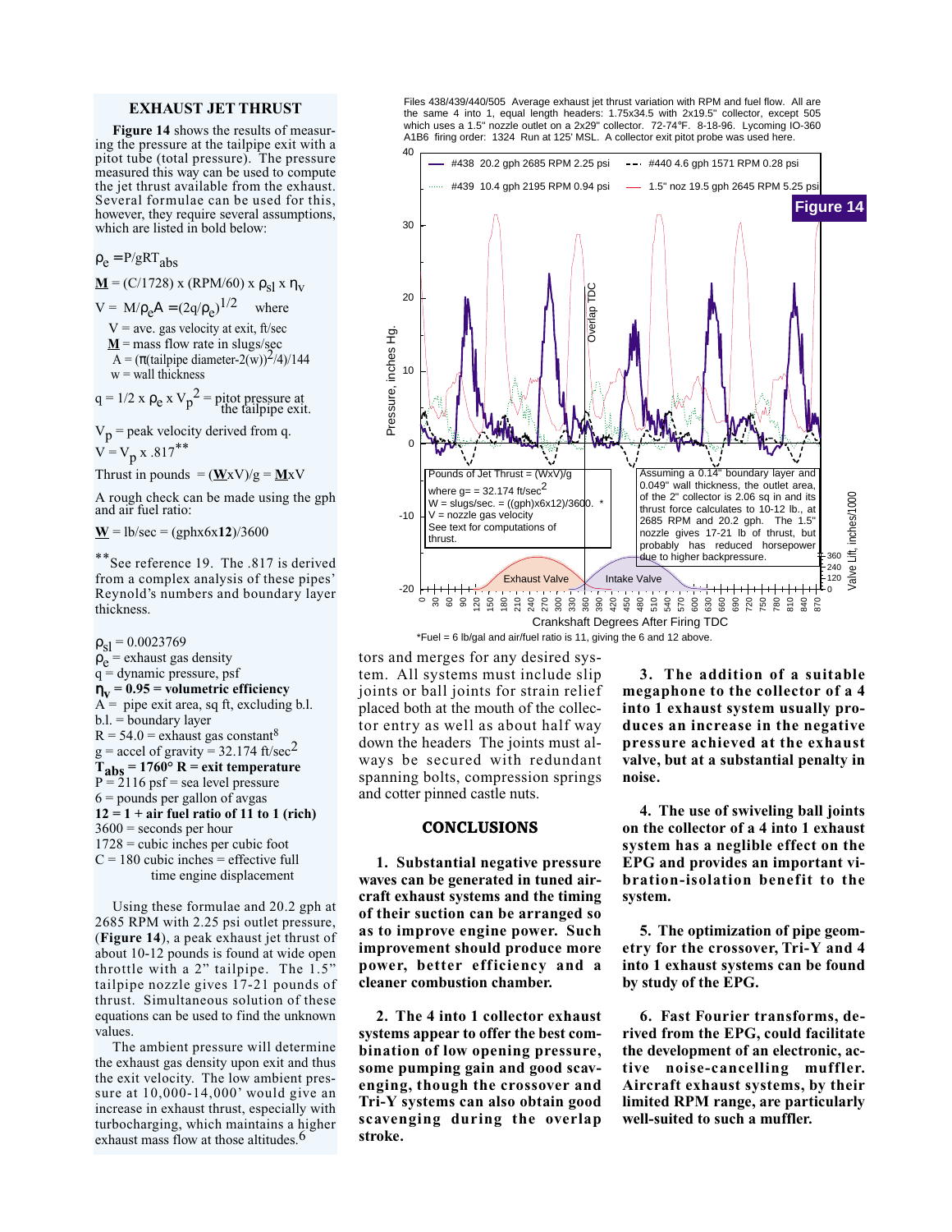## EXHAUST JET THRUST

**Figure 14** shows the results of measuring the pressure at the tailpipe exit with a pitot tube (total pressure). The pressure measured this way can be used to compute the jet thrust available from the exhaust. Several formulae can be used for this, however, they require several assumptions, which are listed in bold below:

$\rho_e = P/gRT_{abs}$

$\underline{\mathbf{M}} = (C/1728) \times (RPM/60) \times \rho_{sl} \times \eta_v$

$V = M/\rho_e A = (2q/\rho_e)^{1/2}$ where

$V$ = ave. gas velocity at exit, ft/sec
$\underline{\mathbf{M}}$ = mass flow rate in slugs/sec
$A = (\pi(\text{tailpipe diameter} - 2(w))^2/4)/144$
$w$ = wall thickness

$q = 1/2 \times \rho_e \times V_p^2$ = pitot pressure at the tailpipe exit.

$V_p$ = peak velocity derived from q.

$V = V_p \times .817$**

Thrust in pounds $= (\underline{\mathbf{W}} \times V)/g = \underline{\mathbf{M}} \times V$

A rough check can be made using the gph and air fuel ratio:

$\underline{\mathbf{W}}$ = lb/sec = (gphx6x**12**)/3600

**See reference 19. The .817 is derived from a complex analysis of these pipes' Reynold's numbers and boundary layer thickness.

$\rho_{sl} = 0.0023769$
$\rho_e$ = exhaust gas density
$q$ = dynamic pressure, psf
**$\eta_v$ = 0.95 = volumetric efficiency**
$A$ = pipe exit area, sq ft, excluding b.l.
b.l. = boundary layer
$R$ = 54.0 = exhaust gas constant[8]
$g$ = accel of gravity = 32.174 ft/sec$^2$
**$T_{abs}$ = 1760° R = exit temperature**
$P$ = 2116 psf = sea level pressure
6 = pounds per gallon of avgas
**12 = 1 + air fuel ratio of 11 to 1 (rich)**
3600 = seconds per hour
1728 = cubic inches per cubic foot
C = 180 cubic inches = effective full time engine displacement

Using these formulae and 20.2 gph at 2685 RPM with 2.25 psi outlet pressure, (**Figure 14**), a peak exhaust jet thrust of about 10-12 pounds is found at wide open throttle with a 2" tailpipe. The 1.5" tailpipe nozzle gives 17-21 pounds of thrust. Simultaneous solution of these equations can be used to find the unknown values.

The ambient pressure will determine the exhaust gas density upon exit and thus the exit velocity. The low ambient pressure at 10,000-14,000' would give an increase in exhaust thrust, especially with turbocharging, which maintains a higher exhaust mass flow at those altitudes.[6]

Files 438/439/440/505 Average exhaust jet thrust variation with RPM and fuel flow. All are the same 4 into 1, equal length headers: 1.75x34.5 with 2x19.5" collector, except 505 which uses a 1.5" nozzle outlet on a 2x29" collector. 72-74°F. 8-18-96. Lycoming IO-360 A1B6 firing order: 1324 Run at 125' MSL. A collector exit pitot probe was used here.

**Figure 14**

Legend: #438 20.2 gph 2685 RPM 2.25 psi; #440 4.6 gph 1571 RPM 0.28 psi; #439 10.4 gph 2195 RPM 0.94 psi; 1.5" noz 19.5 gph 2645 RPM 5.25 psi

Pounds of Jet Thrust = (WxV)/g
where g= = 32.174 ft/sec$^2$
W = slugs/sec. = ((gph)x6x12)/3600. *
V = nozzle gas velocity
See text for computations of thrust.

Assuming a 0.14" boundary layer and 0.049" wall thickness, the outlet area, of the 2" collector is 2.06 sq in and its thrust force calculates to 10-12 lb., at 2685 RPM and 20.2 gph. The 1.5" nozzle gives 17-21 lb of thrust, but probably has reduced horsepower due to higher backpressure.

*Fuel = 6 lb/gal and air/fuel ratio is 11, giving the 6 and 12 above.

tors and merges for any desired system. All systems must include slip joints or ball joints for strain relief placed both at the mouth of the collector entry as well as about half way down the headers The joints must always be secured with redundant spanning bolts, compression springs and cotter pinned castle nuts.

## CONCLUSIONS

**1. Substantial negative pressure waves can be generated in tuned aircraft exhaust systems and the timing of their suction can be arranged so as to improve engine power. Such improvement should produce more power, better efficiency and a cleaner combustion chamber.**

**2. The 4 into 1 collector exhaust systems appear to offer the best combination of low opening pressure, some pumping gain and good scavenging, though the crossover and Tri-Y systems can also obtain good scavenging during the overlap stroke.**

**3. The addition of a suitable megaphone to the collector of a 4 into 1 exhaust system usually produces an increase in the negative pressure achieved at the exhaust valve, but at a substantial penalty in noise.**

**4. The use of swiveling ball joints on the collector of a 4 into 1 exhaust system has a neglible effect on the EPG and provides an important vibration-isolation benefit to the system.**

**5. The optimization of pipe geometry for the crossover, Tri-Y and 4 into 1 exhaust systems can be found by study of the EPG.**

**6. Fast Fourier transforms, derived from the EPG, could facilitate the development of an electronic, active noise-cancelling muffler. Aircraft exhaust systems, by their limited RPM range, are particularly well-suited to such a muffler.**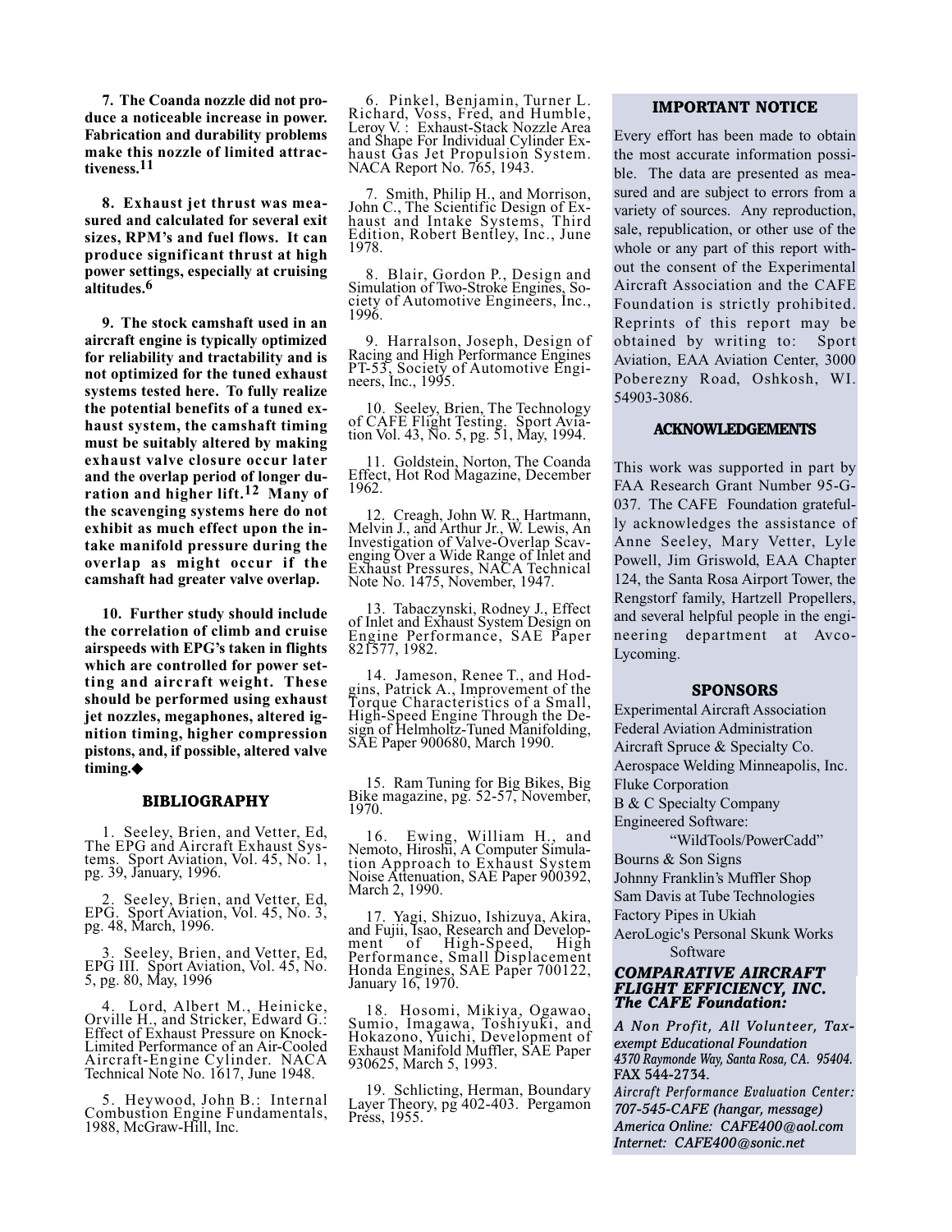**7. The Coanda nozzle did not produce a noticeable increase in power. Fabrication and durability problems make this nozzle of limited attractiveness.[11]**

**8. Exhaust jet thrust was measured and calculated for several exit sizes, RPM's and fuel flows. It can produce significant thrust at high power settings, especially at cruising altitudes.[6]**

**9. The stock camshaft used in an aircraft engine is typically optimized for reliability and tractability and is not optimized for the tuned exhaust systems tested here. To fully realize the potential benefits of a tuned exhaust system, the camshaft timing must be suitably altered by making exhaust valve closure occur later and the overlap period of longer duration and higher lift.[12] Many of the scavenging systems here do not exhibit as much effect upon the intake manifold pressure during the overlap as might occur if the camshaft had greater valve overlap.**

**10. Further study should include the correlation of climb and cruise airspeeds with EPG's taken in flights which are controlled for power setting and aircraft weight. These should be performed using exhaust jet nozzles, megaphones, altered ignition timing, higher compression pistons, and, if possible, altered valve timing.◆**

## BIBLIOGRAPHY

1. Seeley, Brien, and Vetter, Ed, The EPG and Aircraft Exhaust Systems. Sport Aviation, Vol. 45, No. 1, pg. 39, January, 1996.

2. Seeley, Brien, and Vetter, Ed, EPG. Sport Aviation, Vol. 45, No. 3, pg. 48, March, 1996.

3. Seeley, Brien, and Vetter, Ed, EPG III. Sport Aviation, Vol. 45, No. 5, pg. 80, May, 1996

4. Lord, Albert M., Heinicke, Orville H., and Stricker, Edward G.: Effect of Exhaust Pressure on Knock-Limited Performance of an Air-Cooled Aircraft-Engine Cylinder. NACA Technical Note No. 1617, June 1948.

5. Heywood, John B.: Internal Combustion Engine Fundamentals, 1988, McGraw-Hill, Inc.

6. Pinkel, Benjamin, Turner L. Richard, Voss, Fred, and Humble, Leroy V. : Exhaust-Stack Nozzle Area and Shape For Individual Cylinder Exhaust Gas Jet Propulsion System. NACA Report No. 765, 1943.

7. Smith, Philip H., and Morrison, John C., The Scientific Design of Exhaust and Intake Systems, Third Edition, Robert Bentley, Inc., June 1978.

8. Blair, Gordon P., Design and Simulation of Two-Stroke Engines, Society of Automotive Engineers, Inc., 1996.

9. Harralson, Joseph, Design of Racing and High Performance Engines PT-53, Society of Automotive Engineers, Inc., 1995.

10. Seeley, Brien, The Technology of CAFE Flight Testing. Sport Aviation Vol. 43, No. 5, pg. 51, May, 1994.

11. Goldstein, Norton, The Coanda Effect, Hot Rod Magazine, December 1962.

12. Creagh, John W. R., Hartmann, Melvin J., and Arthur Jr., W. Lewis, An Investigation of Valve-Overlap Scavenging Over a Wide Range of Inlet and Exhaust Pressures, NACA Technical Note No. 1475, November, 1947.

13. Tabaczynski, Rodney J., Effect of Inlet and Exhaust System Design on Engine Performance, SAE Paper 821577, 1982.

14. Jameson, Renee T., and Hodgins, Patrick A., Improvement of the Torque Characteristics of a Small, High-Speed Engine Through the Design of Helmholtz-Tuned Manifolding, SAE Paper 900680, March 1990.

15. Ram Tuning for Big Bikes, Big Bike magazine, pg. 52-57, November, 1970.

16. Ewing, William H., and Nemoto, Hiroshi, A Computer Simulation Approach to Exhaust System Noise Attenuation, SAE Paper 900392, March 2, 1990.

17. Yagi, Shizuo, Ishizuya, Akira, and Fujii, Isao, Research and Development of High-Speed, High Performance, Small Displacement Honda Engines, SAE Paper 700122, January 16, 1970.

18. Hosomi, Mikiya, Ogawao, Sumio, Imagawa, Toshiyuki, and Hokazono, Yuichi, Development of Exhaust Manifold Muffler, SAE Paper 930625, March 5, 1993.

19. Schlicting, Herman, Boundary Layer Theory, pg 402-403. Pergamon Press, 1955.

## IMPORTANT NOTICE

Every effort has been made to obtain the most accurate information possible. The data are presented as measured and are subject to errors from a variety of sources. Any reproduction, sale, republication, or other use of the whole or any part of this report without the consent of the Experimental Aircraft Association and the CAFE Foundation is strictly prohibited. Reprints of this report may be obtained by writing to: Sport Aviation, EAA Aviation Center, 3000 Poberezny Road, Oshkosh, WI. 54903-3086.

## ACKNOWLEDGEMENTS

This work was supported in part by FAA Research Grant Number 95-G-037. The CAFE Foundation gratefully acknowledges the assistance of Anne Seeley, Mary Vetter, Lyle Powell, Jim Griswold, EAA Chapter 124, the Santa Rosa Airport Tower, the Rengstorf family, Hartzell Propellers, and several helpful people in the engineering department at Avco-Lycoming.

## SPONSORS

Experimental Aircraft Association
Federal Aviation Administration
Aircraft Spruce & Specialty Co.
Aerospace Welding Minneapolis, Inc.
Fluke Corporation
B & C Specialty Company
Engineered Software:
"WildTools/PowerCadd"
Bourns & Son Signs
Johnny Franklin's Muffler Shop
Sam Davis at Tube Technologies
Factory Pipes in Ukiah
AeroLogic's Personal Skunk Works Software

### *COMPARATIVE AIRCRAFT FLIGHT EFFICIENCY, INC. The CAFE Foundation:*

*A Non Profit, All Volunteer, Tax-exempt Educational Foundation*
*4370 Raymonde Way, Santa Rosa, CA. 95404.*
FAX 544-2734.
*Aircraft Performance Evaluation Center:*
*707-545-CAFE (hangar, message)*
*America Online: CAFE400@aol.com*
*Internet: CAFE400@sonic.net*